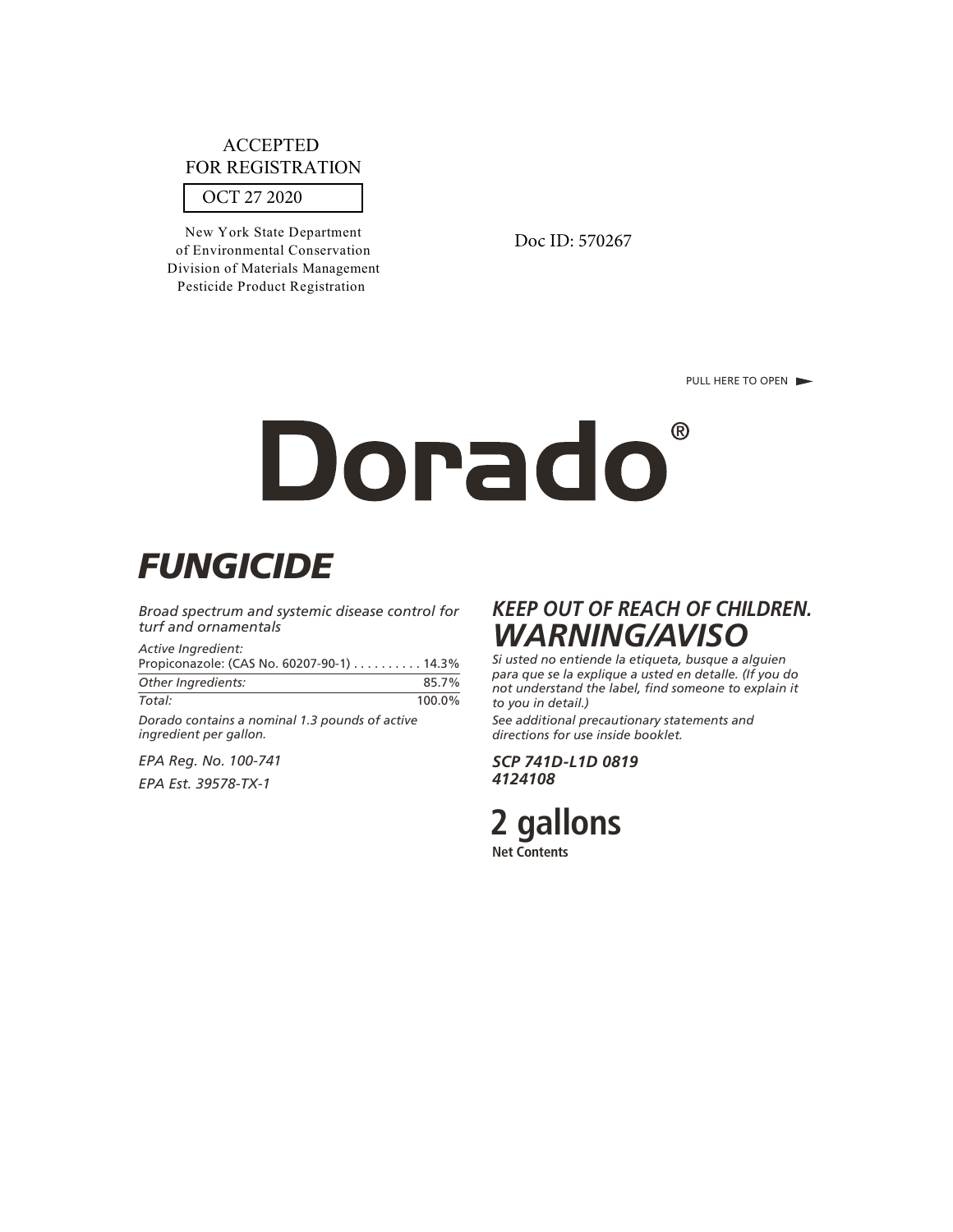ACCEPTED
FOR REGISTRATION

OCT 27 2020

New York State Department
of Environmental Conservation
Division of Materials Management
Pesticide Product Registration

Doc ID: 570267

PULL HERE TO OPEN ►

# Dorado®

## *FUNGICIDE*

*Broad spectrum and systemic disease control for turf and ornamentals*

| *Active Ingredient:* | |
|---|---|
| Propiconazole: (CAS No. 60207-90-1) | 14.3% |
| *Other Ingredients:* | 85.7% |
| *Total:* | 100.0% |

*Dorado contains a nominal 1.3 pounds of active ingredient per gallon.*

*EPA Reg. No. 100-741*

*EPA Est. 39578-TX-1*

## *KEEP OUT OF REACH OF CHILDREN.*
## *WARNING/AVISO*

*Si usted no entiende la etiqueta, busque a alguien para que se la explique a usted en detalle. (If you do not understand the label, find someone to explain it to you in detail.)*

*See additional precautionary statements and directions for use inside booklet.*

***SCP 741D-L1D 0819***
***4124108***

**2 gallons**
**Net Contents**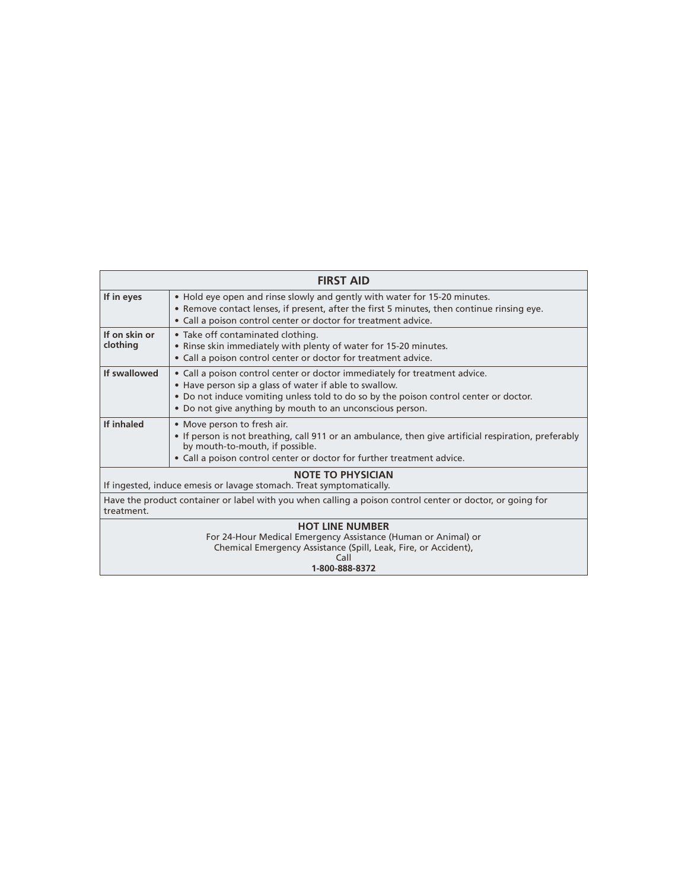| FIRST AID | |
|---|---|
| **If in eyes** | • Hold eye open and rinse slowly and gently with water for 15-20 minutes.<br>• Remove contact lenses, if present, after the first 5 minutes, then continue rinsing eye.<br>• Call a poison control center or doctor for treatment advice. |
| **If on skin or clothing** | • Take off contaminated clothing.<br>• Rinse skin immediately with plenty of water for 15-20 minutes.<br>• Call a poison control center or doctor for treatment advice. |
| **If swallowed** | • Call a poison control center or doctor immediately for treatment advice.<br>• Have person sip a glass of water if able to swallow.<br>• Do not induce vomiting unless told to do so by the poison control center or doctor.<br>• Do not give anything by mouth to an unconscious person. |
| **If inhaled** | • Move person to fresh air.<br>• If person is not breathing, call 911 or an ambulance, then give artificial respiration, preferably by mouth-to-mouth, if possible.<br>• Call a poison control center or doctor for further treatment advice. |
| **NOTE TO PHYSICIAN**<br>If ingested, induce emesis or lavage stomach. Treat symptomatically. | |
| Have the product container or label with you when calling a poison control center or doctor, or going for treatment. | |
| **HOT LINE NUMBER**<br>For 24-Hour Medical Emergency Assistance (Human or Animal) or<br>Chemical Emergency Assistance (Spill, Leak, Fire, or Accident),<br>Call<br>**1-800-888-8372** | |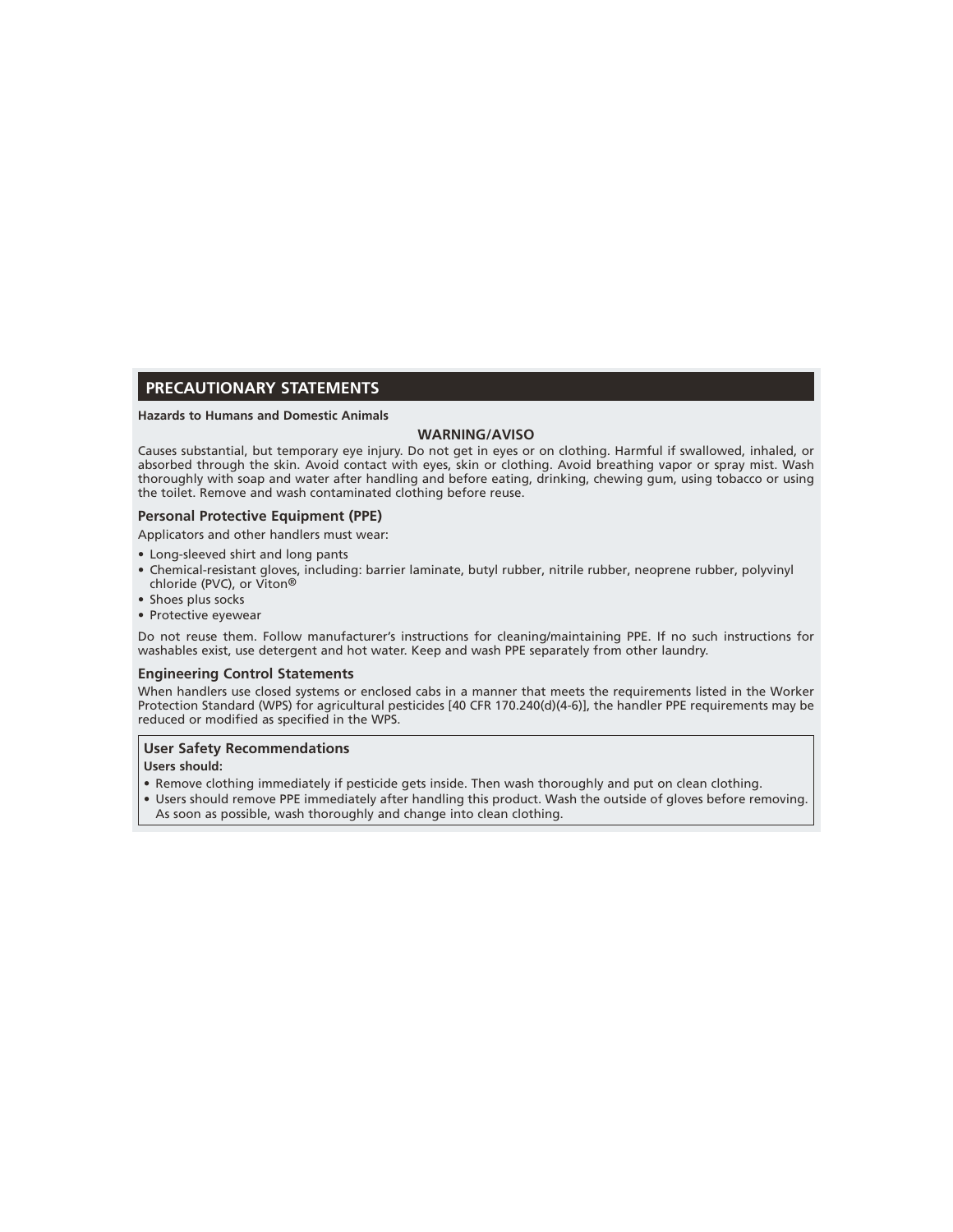## PRECAUTIONARY STATEMENTS

**Hazards to Humans and Domestic Animals**

**WARNING/AVISO**

Causes substantial, but temporary eye injury. Do not get in eyes or on clothing. Harmful if swallowed, inhaled, or absorbed through the skin. Avoid contact with eyes, skin or clothing. Avoid breathing vapor or spray mist. Wash thoroughly with soap and water after handling and before eating, drinking, chewing gum, using tobacco or using the toilet. Remove and wash contaminated clothing before reuse.

### Personal Protective Equipment (PPE)

Applicators and other handlers must wear:

- Long-sleeved shirt and long pants
- Chemical-resistant gloves, including: barrier laminate, butyl rubber, nitrile rubber, neoprene rubber, polyvinyl chloride (PVC), or Viton®
- Shoes plus socks
- Protective eyewear

Do not reuse them. Follow manufacturer's instructions for cleaning/maintaining PPE. If no such instructions for washables exist, use detergent and hot water. Keep and wash PPE separately from other laundry.

### Engineering Control Statements

When handlers use closed systems or enclosed cabs in a manner that meets the requirements listed in the Worker Protection Standard (WPS) for agricultural pesticides [40 CFR 170.240(d)(4-6)], the handler PPE requirements may be reduced or modified as specified in the WPS.

### User Safety Recommendations

**Users should:**

- Remove clothing immediately if pesticide gets inside. Then wash thoroughly and put on clean clothing.
- Users should remove PPE immediately after handling this product. Wash the outside of gloves before removing. As soon as possible, wash thoroughly and change into clean clothing.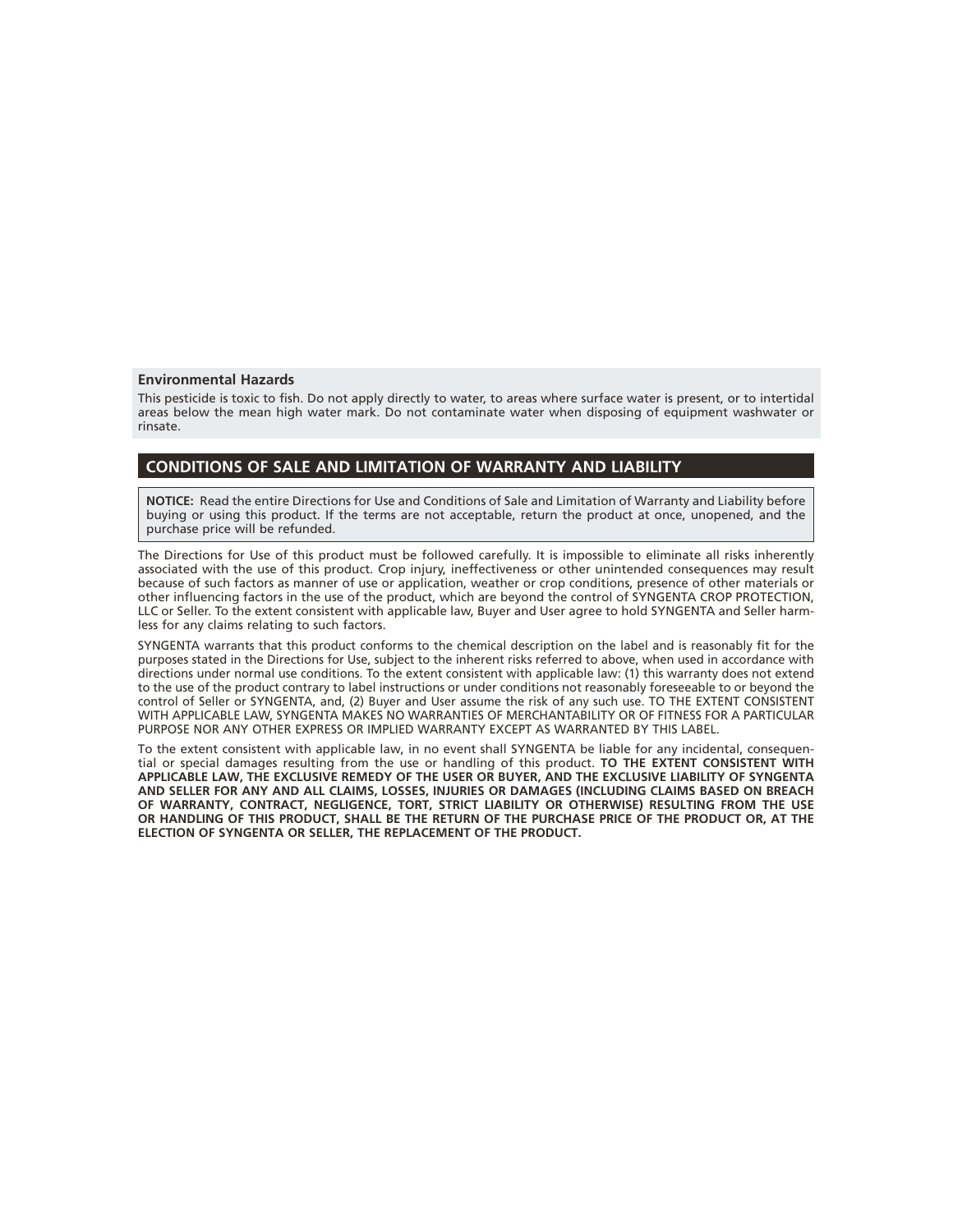### Environmental Hazards

This pesticide is toxic to fish. Do not apply directly to water, to areas where surface water is present, or to intertidal areas below the mean high water mark. Do not contaminate water when disposing of equipment washwater or rinsate.

## CONDITIONS OF SALE AND LIMITATION OF WARRANTY AND LIABILITY

**NOTICE:** Read the entire Directions for Use and Conditions of Sale and Limitation of Warranty and Liability before buying or using this product. If the terms are not acceptable, return the product at once, unopened, and the purchase price will be refunded.

The Directions for Use of this product must be followed carefully. It is impossible to eliminate all risks inherently associated with the use of this product. Crop injury, ineffectiveness or other unintended consequences may result because of such factors as manner of use or application, weather or crop conditions, presence of other materials or other influencing factors in the use of the product, which are beyond the control of SYNGENTA CROP PROTECTION, LLC or Seller. To the extent consistent with applicable law, Buyer and User agree to hold SYNGENTA and Seller harmless for any claims relating to such factors.

SYNGENTA warrants that this product conforms to the chemical description on the label and is reasonably fit for the purposes stated in the Directions for Use, subject to the inherent risks referred to above, when used in accordance with directions under normal use conditions. To the extent consistent with applicable law: (1) this warranty does not extend to the use of the product contrary to label instructions or under conditions not reasonably foreseeable to or beyond the control of Seller or SYNGENTA, and, (2) Buyer and User assume the risk of any such use. TO THE EXTENT CONSISTENT WITH APPLICABLE LAW, SYNGENTA MAKES NO WARRANTIES OF MERCHANTABILITY OR OF FITNESS FOR A PARTICULAR PURPOSE NOR ANY OTHER EXPRESS OR IMPLIED WARRANTY EXCEPT AS WARRANTED BY THIS LABEL.

To the extent consistent with applicable law, in no event shall SYNGENTA be liable for any incidental, consequential or special damages resulting from the use or handling of this product. **TO THE EXTENT CONSISTENT WITH APPLICABLE LAW, THE EXCLUSIVE REMEDY OF THE USER OR BUYER, AND THE EXCLUSIVE LIABILITY OF SYNGENTA AND SELLER FOR ANY AND ALL CLAIMS, LOSSES, INJURIES OR DAMAGES (INCLUDING CLAIMS BASED ON BREACH OF WARRANTY, CONTRACT, NEGLIGENCE, TORT, STRICT LIABILITY OR OTHERWISE) RESULTING FROM THE USE OR HANDLING OF THIS PRODUCT, SHALL BE THE RETURN OF THE PURCHASE PRICE OF THE PRODUCT OR, AT THE ELECTION OF SYNGENTA OR SELLER, THE REPLACEMENT OF THE PRODUCT.**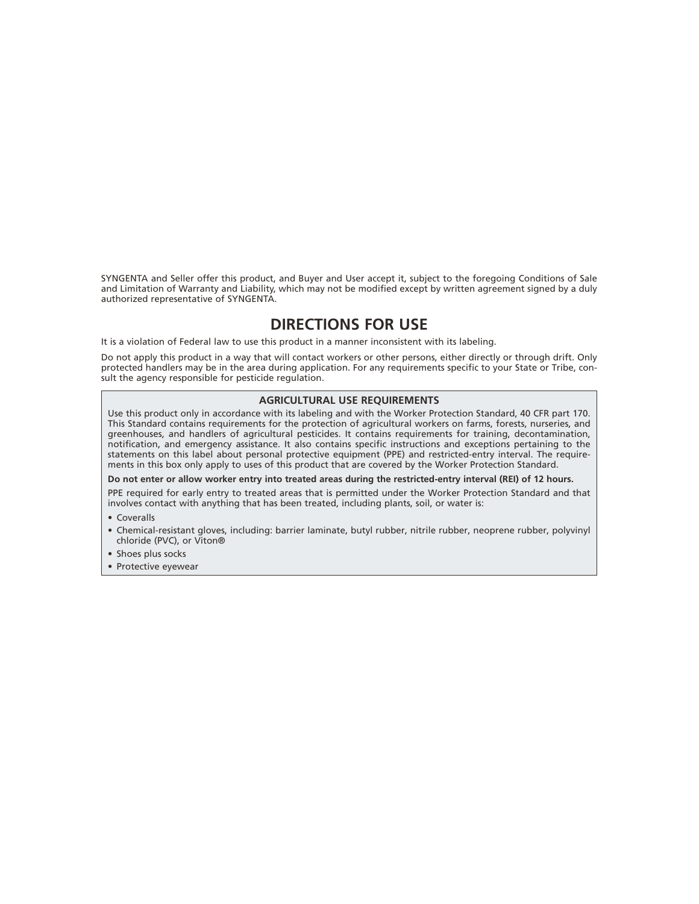SYNGENTA and Seller offer this product, and Buyer and User accept it, subject to the foregoing Conditions of Sale and Limitation of Warranty and Liability, which may not be modified except by written agreement signed by a duly authorized representative of SYNGENTA.

# DIRECTIONS FOR USE

It is a violation of Federal law to use this product in a manner inconsistent with its labeling.

Do not apply this product in a way that will contact workers or other persons, either directly or through drift. Only protected handlers may be in the area during application. For any requirements specific to your State or Tribe, consult the agency responsible for pesticide regulation.

## AGRICULTURAL USE REQUIREMENTS

Use this product only in accordance with its labeling and with the Worker Protection Standard, 40 CFR part 170. This Standard contains requirements for the protection of agricultural workers on farms, forests, nurseries, and greenhouses, and handlers of agricultural pesticides. It contains requirements for training, decontamination, notification, and emergency assistance. It also contains specific instructions and exceptions pertaining to the statements on this label about personal protective equipment (PPE) and restricted-entry interval. The requirements in this box only apply to uses of this product that are covered by the Worker Protection Standard.

**Do not enter or allow worker entry into treated areas during the restricted-entry interval (REI) of 12 hours.**

PPE required for early entry to treated areas that is permitted under the Worker Protection Standard and that involves contact with anything that has been treated, including plants, soil, or water is:

- Coveralls
- Chemical-resistant gloves, including: barrier laminate, butyl rubber, nitrile rubber, neoprene rubber, polyvinyl chloride (PVC), or Viton®
- Shoes plus socks
- Protective eyewear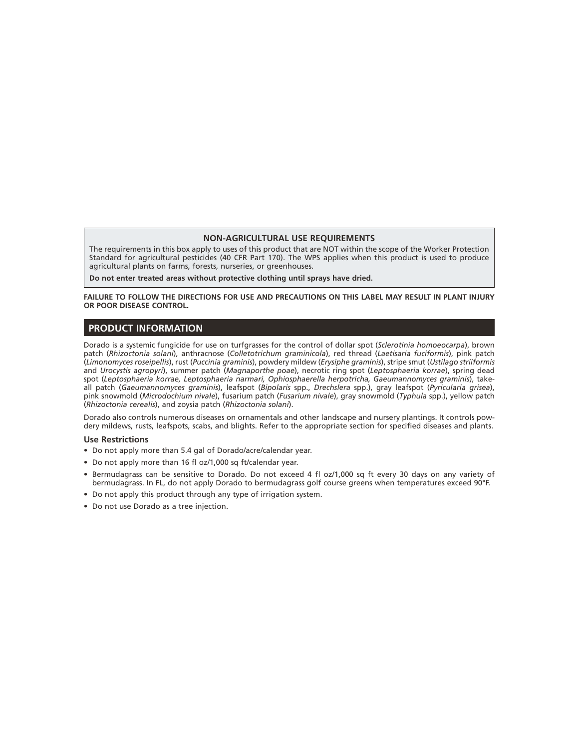**NON-AGRICULTURAL USE REQUIREMENTS**

The requirements in this box apply to uses of this product that are NOT within the scope of the Worker Protection Standard for agricultural pesticides (40 CFR Part 170). The WPS applies when this product is used to produce agricultural plants on farms, forests, nurseries, or greenhouses.

**Do not enter treated areas without protective clothing until sprays have dried.**

**FAILURE TO FOLLOW THE DIRECTIONS FOR USE AND PRECAUTIONS ON THIS LABEL MAY RESULT IN PLANT INJURY OR POOR DISEASE CONTROL.**

## PRODUCT INFORMATION

Dorado is a systemic fungicide for use on turfgrasses for the control of dollar spot (*Sclerotinia homoeocarpa*), brown patch (*Rhizoctonia solani*), anthracnose (*Colletotrichum graminicola*), red thread (*Laetisaria fuciformis*), pink patch (*Limonomyces roseipellis*), rust (*Puccinia graminis*), powdery mildew (*Erysiphe graminis*), stripe smut (*Ustilago striiformis* and *Urocystis agropyri*), summer patch (*Magnaporthe poae*), necrotic ring spot (*Leptosphaeria korrae*), spring dead spot (*Leptosphaeria korrae, Leptosphaeria narmari, Ophiosphaerella herpotricha, Gaeumannomyces graminis*), take-all patch (*Gaeumannomyces graminis*), leafspot (*Bipolaris* spp., *Drechslera* spp.), gray leafspot (*Pyricularia grisea*), pink snowmold (*Microdochium nivale*), fusarium patch (*Fusarium nivale*), gray snowmold (*Typhula* spp.), yellow patch (*Rhizoctonia cerealis*), and zoysia patch (*Rhizoctonia solani*).

Dorado also controls numerous diseases on ornamentals and other landscape and nursery plantings. It controls powdery mildews, rusts, leafspots, scabs, and blights. Refer to the appropriate section for specified diseases and plants.

### Use Restrictions

- Do not apply more than 5.4 gal of Dorado/acre/calendar year.
- Do not apply more than 16 fl oz/1,000 sq ft/calendar year.
- Bermudagrass can be sensitive to Dorado. Do not exceed 4 fl oz/1,000 sq ft every 30 days on any variety of bermudagrass. In FL, do not apply Dorado to bermudagrass golf course greens when temperatures exceed 90°F.
- Do not apply this product through any type of irrigation system.
- Do not use Dorado as a tree injection.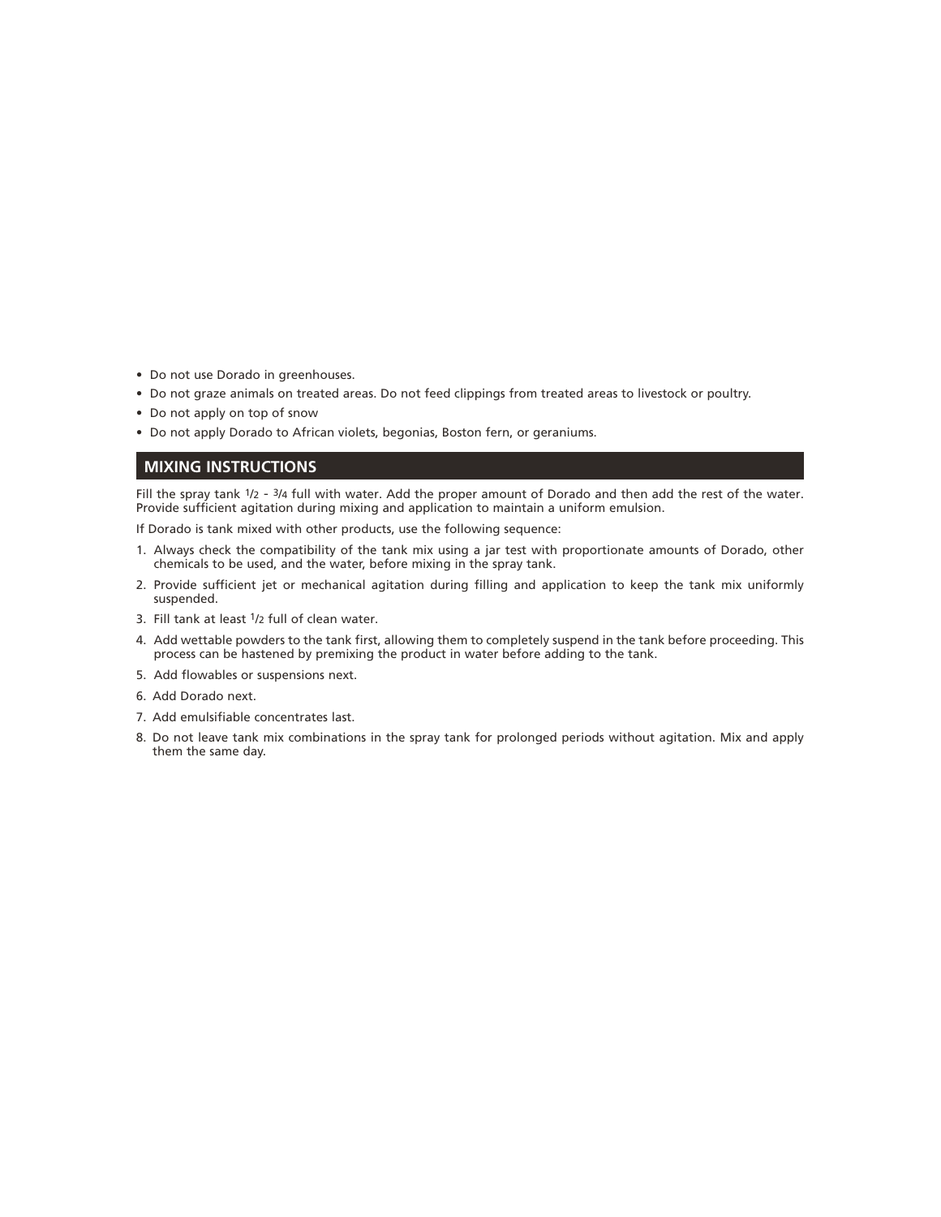- Do not use Dorado in greenhouses.
- Do not graze animals on treated areas. Do not feed clippings from treated areas to livestock or poultry.
- Do not apply on top of snow
- Do not apply Dorado to African violets, begonias, Boston fern, or geraniums.

## MIXING INSTRUCTIONS

Fill the spray tank 1/2 - 3/4 full with water. Add the proper amount of Dorado and then add the rest of the water. Provide sufficient agitation during mixing and application to maintain a uniform emulsion.

If Dorado is tank mixed with other products, use the following sequence:

1. Always check the compatibility of the tank mix using a jar test with proportionate amounts of Dorado, other chemicals to be used, and the water, before mixing in the spray tank.
2. Provide sufficient jet or mechanical agitation during filling and application to keep the tank mix uniformly suspended.
3. Fill tank at least 1/2 full of clean water.
4. Add wettable powders to the tank first, allowing them to completely suspend in the tank before proceeding. This process can be hastened by premixing the product in water before adding to the tank.
5. Add flowables or suspensions next.
6. Add Dorado next.
7. Add emulsifiable concentrates last.
8. Do not leave tank mix combinations in the spray tank for prolonged periods without agitation. Mix and apply them the same day.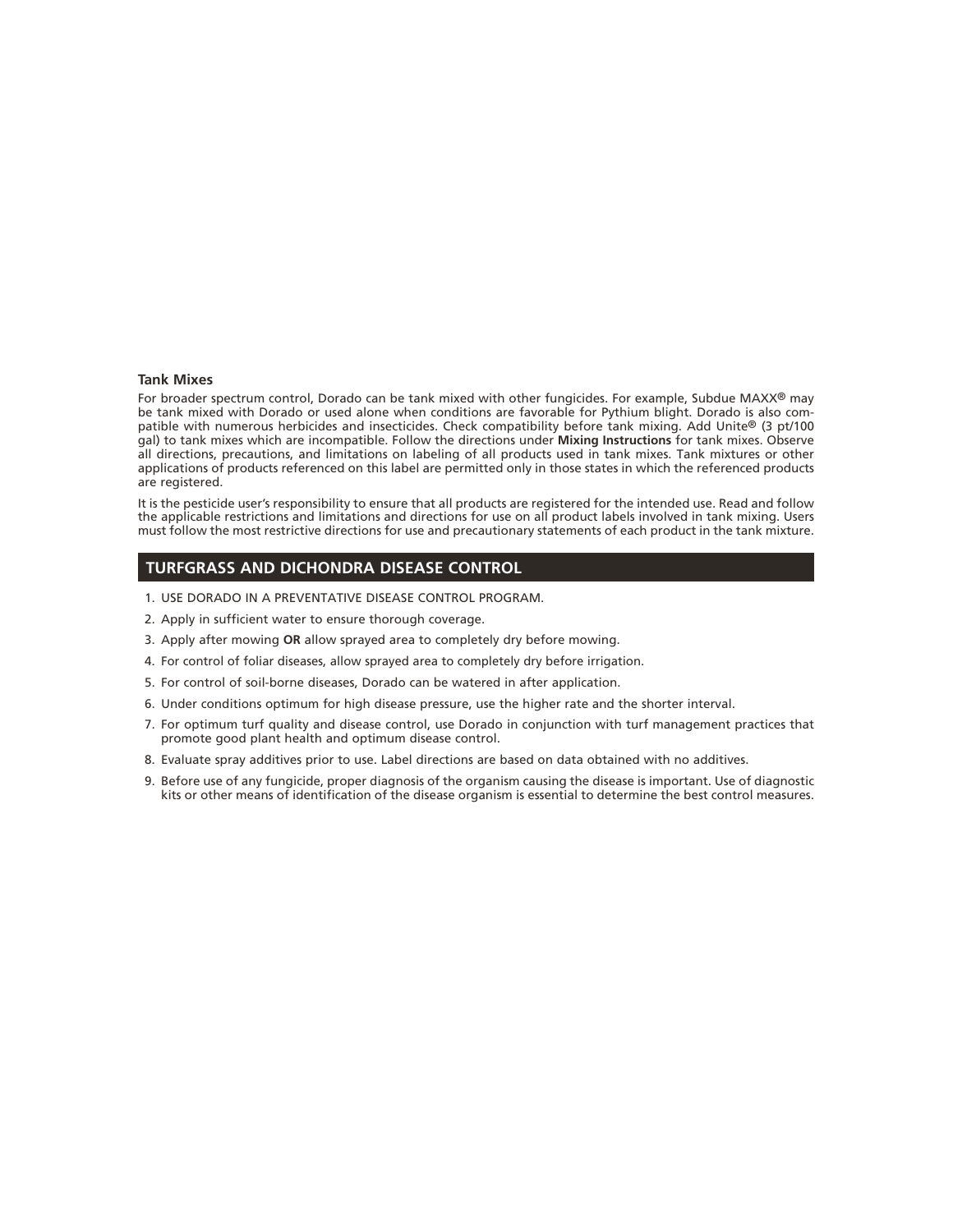### Tank Mixes

For broader spectrum control, Dorado can be tank mixed with other fungicides. For example, Subdue MAXX® may be tank mixed with Dorado or used alone when conditions are favorable for Pythium blight. Dorado is also compatible with numerous herbicides and insecticides. Check compatibility before tank mixing. Add Unite® (3 pt/100 gal) to tank mixes which are incompatible. Follow the directions under **Mixing Instructions** for tank mixes. Observe all directions, precautions, and limitations on labeling of all products used in tank mixes. Tank mixtures or other applications of products referenced on this label are permitted only in those states in which the referenced products are registered.

It is the pesticide user's responsibility to ensure that all products are registered for the intended use. Read and follow the applicable restrictions and limitations and directions for use on all product labels involved in tank mixing. Users must follow the most restrictive directions for use and precautionary statements of each product in the tank mixture.

## TURFGRASS AND DICHONDRA DISEASE CONTROL

1. USE DORADO IN A PREVENTATIVE DISEASE CONTROL PROGRAM.
2. Apply in sufficient water to ensure thorough coverage.
3. Apply after mowing **OR** allow sprayed area to completely dry before mowing.
4. For control of foliar diseases, allow sprayed area to completely dry before irrigation.
5. For control of soil-borne diseases, Dorado can be watered in after application.
6. Under conditions optimum for high disease pressure, use the higher rate and the shorter interval.
7. For optimum turf quality and disease control, use Dorado in conjunction with turf management practices that promote good plant health and optimum disease control.
8. Evaluate spray additives prior to use. Label directions are based on data obtained with no additives.
9. Before use of any fungicide, proper diagnosis of the organism causing the disease is important. Use of diagnostic kits or other means of identification of the disease organism is essential to determine the best control measures.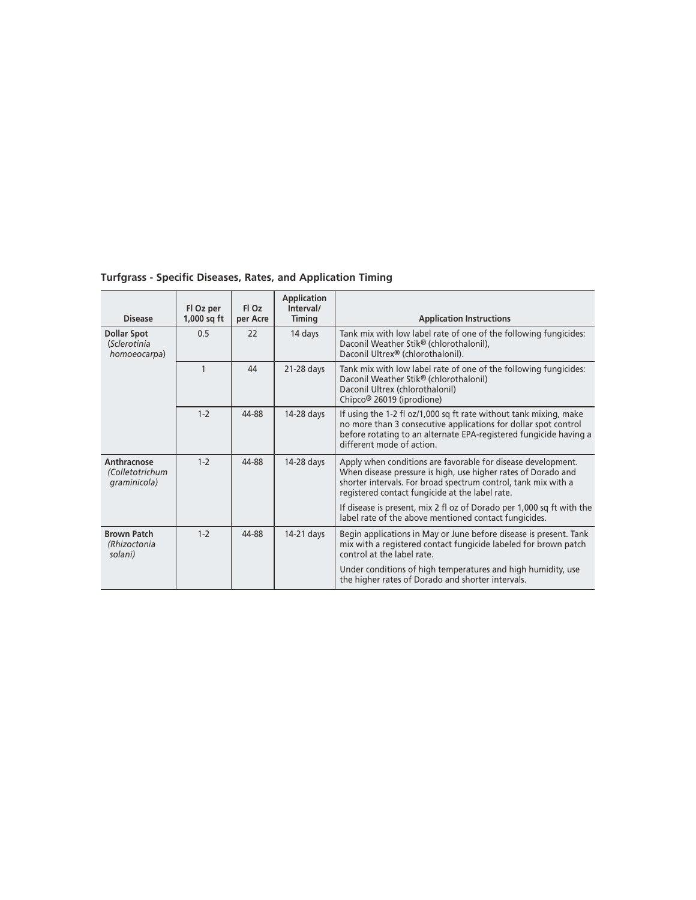### Turfgrass - Specific Diseases, Rates, and Application Timing

| Disease | Fl Oz per 1,000 sq ft | Fl Oz per Acre | Application Interval/ Timing | Application Instructions |
|---|---|---|---|---|
| **Dollar Spot** (*Sclerotinia homoeocarpa*) | 0.5 | 22 | 14 days | Tank mix with low label rate of one of the following fungicides: Daconil Weather Stik® (chlorothalonil), Daconil Ultrex® (chlorothalonil). |
| | 1 | 44 | 21-28 days | Tank mix with low label rate of one of the following fungicides: Daconil Weather Stik® (chlorothalonil) Daconil Ultrex (chlorothalonil) Chipco® 26019 (iprodione) |
| | 1-2 | 44-88 | 14-28 days | If using the 1-2 fl oz/1,000 sq ft rate without tank mixing, make no more than 3 consecutive applications for dollar spot control before rotating to an alternate EPA-registered fungicide having a different mode of action. |
| **Anthracnose** *(Colletotrichum graminicola)* | 1-2 | 44-88 | 14-28 days | Apply when conditions are favorable for disease development. When disease pressure is high, use higher rates of Dorado and shorter intervals. For broad spectrum control, tank mix with a registered contact fungicide at the label rate.<br><br>If disease is present, mix 2 fl oz of Dorado per 1,000 sq ft with the label rate of the above mentioned contact fungicides. |
| **Brown Patch** *(Rhizoctonia solani)* | 1-2 | 44-88 | 14-21 days | Begin applications in May or June before disease is present. Tank mix with a registered contact fungicide labeled for brown patch control at the label rate.<br><br>Under conditions of high temperatures and high humidity, use the higher rates of Dorado and shorter intervals. |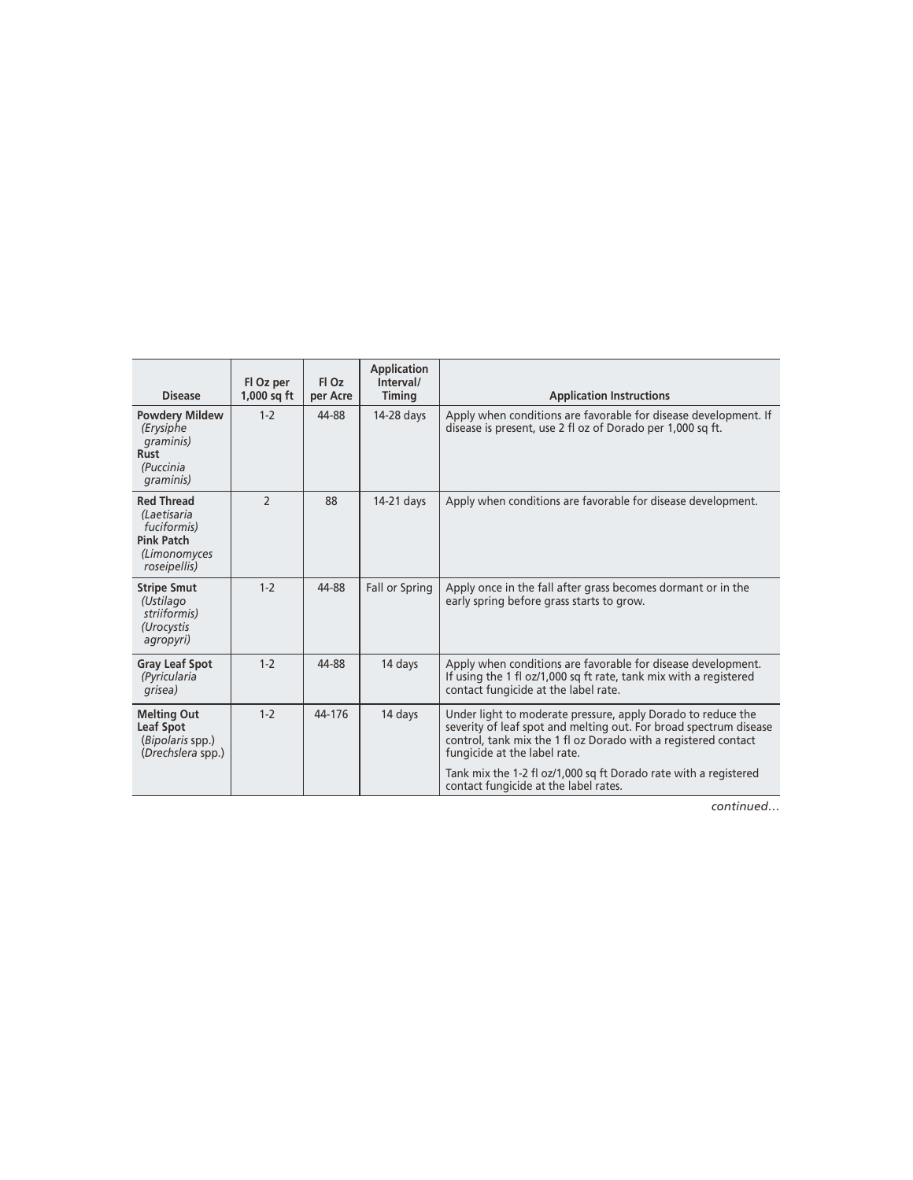| Disease | Fl Oz per 1,000 sq ft | Fl Oz per Acre | Application Interval/ Timing | Application Instructions |
|---|---|---|---|---|
| **Powdery Mildew** *(Erysiphe graminis)* **Rust** *(Puccinia graminis)* | 1-2 | 44-88 | 14-28 days | Apply when conditions are favorable for disease development. If disease is present, use 2 fl oz of Dorado per 1,000 sq ft. |
| **Red Thread** *(Laetisaria fuciformis)* **Pink Patch** *(Limonomyces roseipellis)* | 2 | 88 | 14-21 days | Apply when conditions are favorable for disease development. |
| **Stripe Smut** *(Ustilago striiformis)* *(Urocystis agropyri)* | 1-2 | 44-88 | Fall or Spring | Apply once in the fall after grass becomes dormant or in the early spring before grass starts to grow. |
| **Gray Leaf Spot** *(Pyricularia grisea)* | 1-2 | 44-88 | 14 days | Apply when conditions are favorable for disease development. If using the 1 fl oz/1,000 sq ft rate, tank mix with a registered contact fungicide at the label rate. |
| **Melting Out Leaf Spot** (*Bipolaris* spp.) (*Drechslera* spp.) | 1-2 | 44-176 | 14 days | Under light to moderate pressure, apply Dorado to reduce the severity of leaf spot and melting out. For broad spectrum disease control, tank mix the 1 fl oz Dorado with a registered contact fungicide at the label rate. <br><br> Tank mix the 1-2 fl oz/1,000 sq ft Dorado rate with a registered contact fungicide at the label rates. |

*continued…*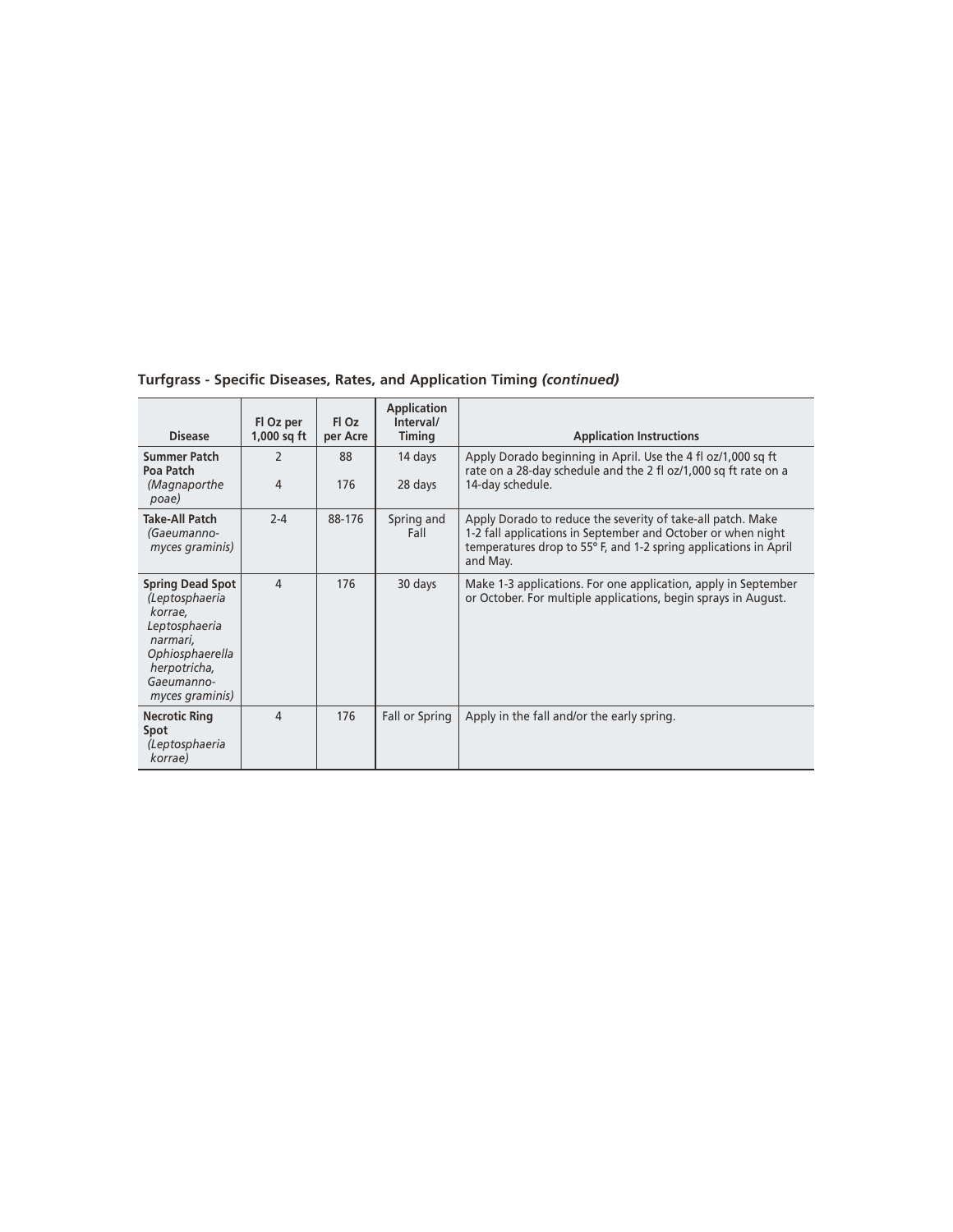## Turfgrass - Specific Diseases, Rates, and Application Timing *(continued)*

| Disease | Fl Oz per 1,000 sq ft | Fl Oz per Acre | Application Interval/ Timing | Application Instructions |
|---|---|---|---|---|
| **Summer Patch Poa Patch** *(Magnaporthe poae)* | 2<br>4 | 88<br>176 | 14 days<br>28 days | Apply Dorado beginning in April. Use the 4 fl oz/1,000 sq ft rate on a 28-day schedule and the 2 fl oz/1,000 sq ft rate on a 14-day schedule. |
| **Take-All Patch** *(Gaeumannomyces graminis)* | 2-4 | 88-176 | Spring and Fall | Apply Dorado to reduce the severity of take-all patch. Make 1-2 fall applications in September and October or when night temperatures drop to 55° F, and 1-2 spring applications in April and May. |
| **Spring Dead Spot** *(Leptosphaeria korrae, Leptosphaeria narmari, Ophiosphaerella herpotricha, Gaeumannomyces graminis)* | 4 | 176 | 30 days | Make 1-3 applications. For one application, apply in September or October. For multiple applications, begin sprays in August. |
| **Necrotic Ring Spot** *(Leptosphaeria korrae)* | 4 | 176 | Fall or Spring | Apply in the fall and/or the early spring. |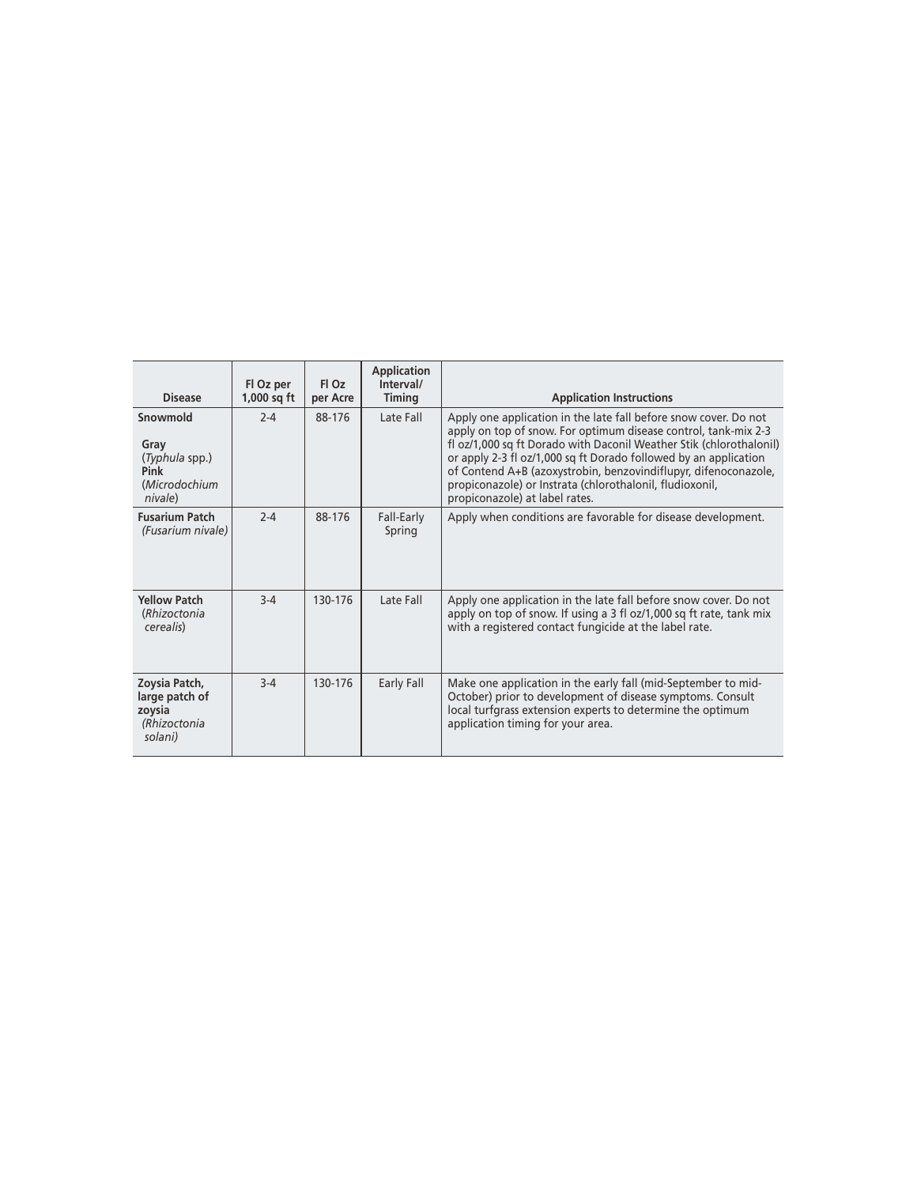| Disease | Fl Oz per 1,000 sq ft | Fl Oz per Acre | Application Interval/ Timing | Application Instructions |
|---|---|---|---|---|
| **Snowmold**<br><br>**Gray** (*Typhula* spp.)<br>**Pink** (*Microdochium nivale*) | 2-4 | 88-176 | Late Fall | Apply one application in the late fall before snow cover. Do not apply on top of snow. For optimum disease control, tank-mix 2-3 fl oz/1,000 sq ft Dorado with Daconil Weather Stik (chlorothalonil) or apply 2-3 fl oz/1,000 sq ft Dorado followed by an application of Contend A+B (azoxystrobin, benzovindiflupyr, difenoconazole, propiconazole) or Instrata (chlorothalonil, fludioxonil, propiconazole) at label rates. |
| **Fusarium Patch** *(Fusarium nivale)* | 2-4 | 88-176 | Fall-Early Spring | Apply when conditions are favorable for disease development. |
| **Yellow Patch** (*Rhizoctonia cerealis*) | 3-4 | 130-176 | Late Fall | Apply one application in the late fall before snow cover. Do not apply on top of snow. If using a 3 fl oz/1,000 sq ft rate, tank mix with a registered contact fungicide at the label rate. |
| **Zoysia Patch, large patch of zoysia** *(Rhizoctonia solani)* | 3-4 | 130-176 | Early Fall | Make one application in the early fall (mid-September to mid-October) prior to development of disease symptoms. Consult local turfgrass extension experts to determine the optimum application timing for your area. |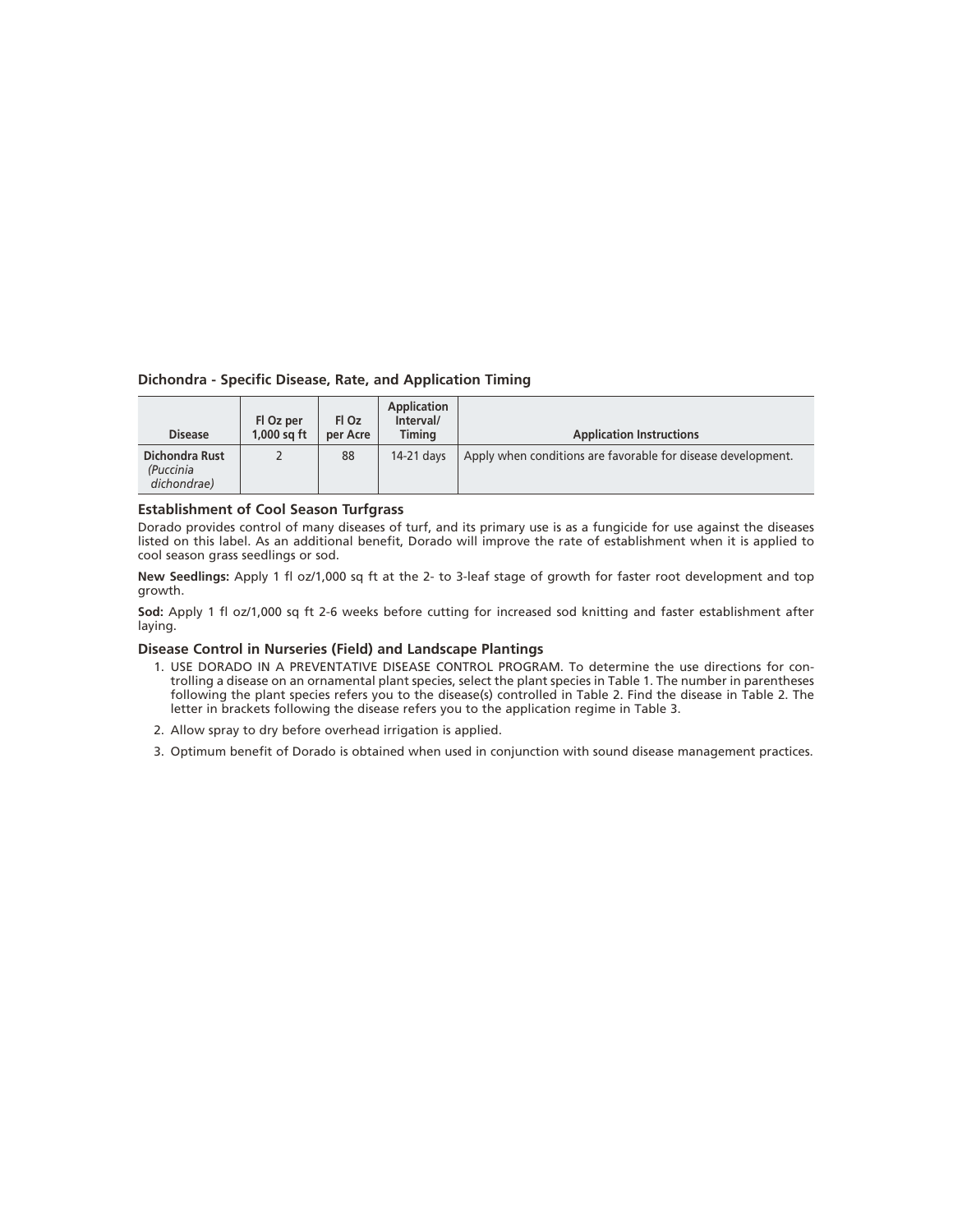### Dichondra - Specific Disease, Rate, and Application Timing

| Disease | Fl Oz per 1,000 sq ft | Fl Oz per Acre | Application Interval/ Timing | Application Instructions |
|---|---|---|---|---|
| **Dichondra Rust** *(Puccinia dichondrae)* | 2 | 88 | 14-21 days | Apply when conditions are favorable for disease development. |

### Establishment of Cool Season Turfgrass

Dorado provides control of many diseases of turf, and its primary use is as a fungicide for use against the diseases listed on this label. As an additional benefit, Dorado will improve the rate of establishment when it is applied to cool season grass seedlings or sod.

**New Seedlings:** Apply 1 fl oz/1,000 sq ft at the 2- to 3-leaf stage of growth for faster root development and top growth.

**Sod:** Apply 1 fl oz/1,000 sq ft 2-6 weeks before cutting for increased sod knitting and faster establishment after laying.

### Disease Control in Nurseries (Field) and Landscape Plantings

1. USE DORADO IN A PREVENTATIVE DISEASE CONTROL PROGRAM. To determine the use directions for controlling a disease on an ornamental plant species, select the plant species in Table 1. The number in parentheses following the plant species refers you to the disease(s) controlled in Table 2. Find the disease in Table 2. The letter in brackets following the disease refers you to the application regime in Table 3.
2. Allow spray to dry before overhead irrigation is applied.
3. Optimum benefit of Dorado is obtained when used in conjunction with sound disease management practices.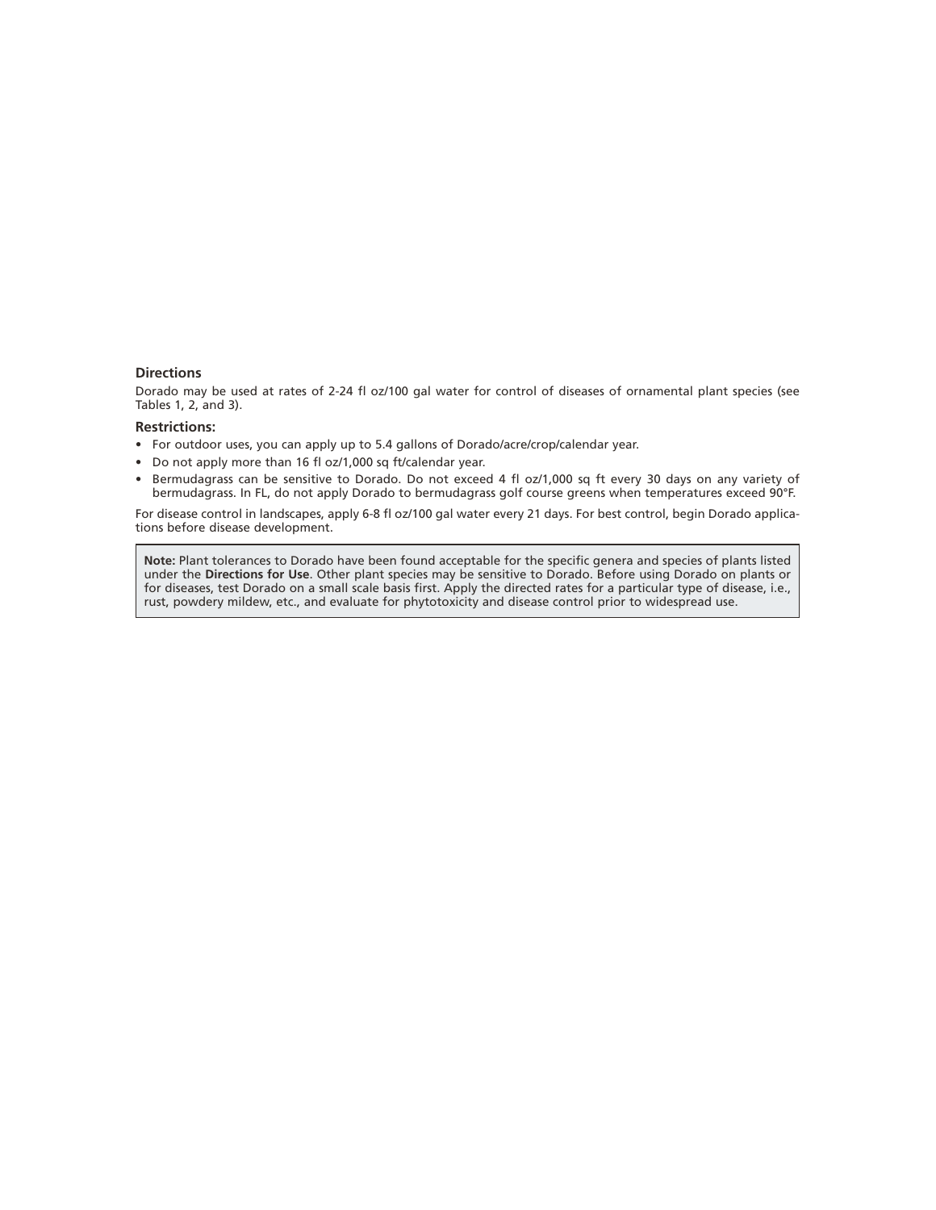### Directions

Dorado may be used at rates of 2-24 fl oz/100 gal water for control of diseases of ornamental plant species (see Tables 1, 2, and 3).

#### Restrictions:

- For outdoor uses, you can apply up to 5.4 gallons of Dorado/acre/crop/calendar year.
- Do not apply more than 16 fl oz/1,000 sq ft/calendar year.
- Bermudagrass can be sensitive to Dorado. Do not exceed 4 fl oz/1,000 sq ft every 30 days on any variety of bermudagrass. In FL, do not apply Dorado to bermudagrass golf course greens when temperatures exceed 90°F.

For disease control in landscapes, apply 6-8 fl oz/100 gal water every 21 days. For best control, begin Dorado applications before disease development.

> **Note:** Plant tolerances to Dorado have been found acceptable for the specific genera and species of plants listed under the **Directions for Use**. Other plant species may be sensitive to Dorado. Before using Dorado on plants or for diseases, test Dorado on a small scale basis first. Apply the directed rates for a particular type of disease, i.e., rust, powdery mildew, etc., and evaluate for phytotoxicity and disease control prior to widespread use.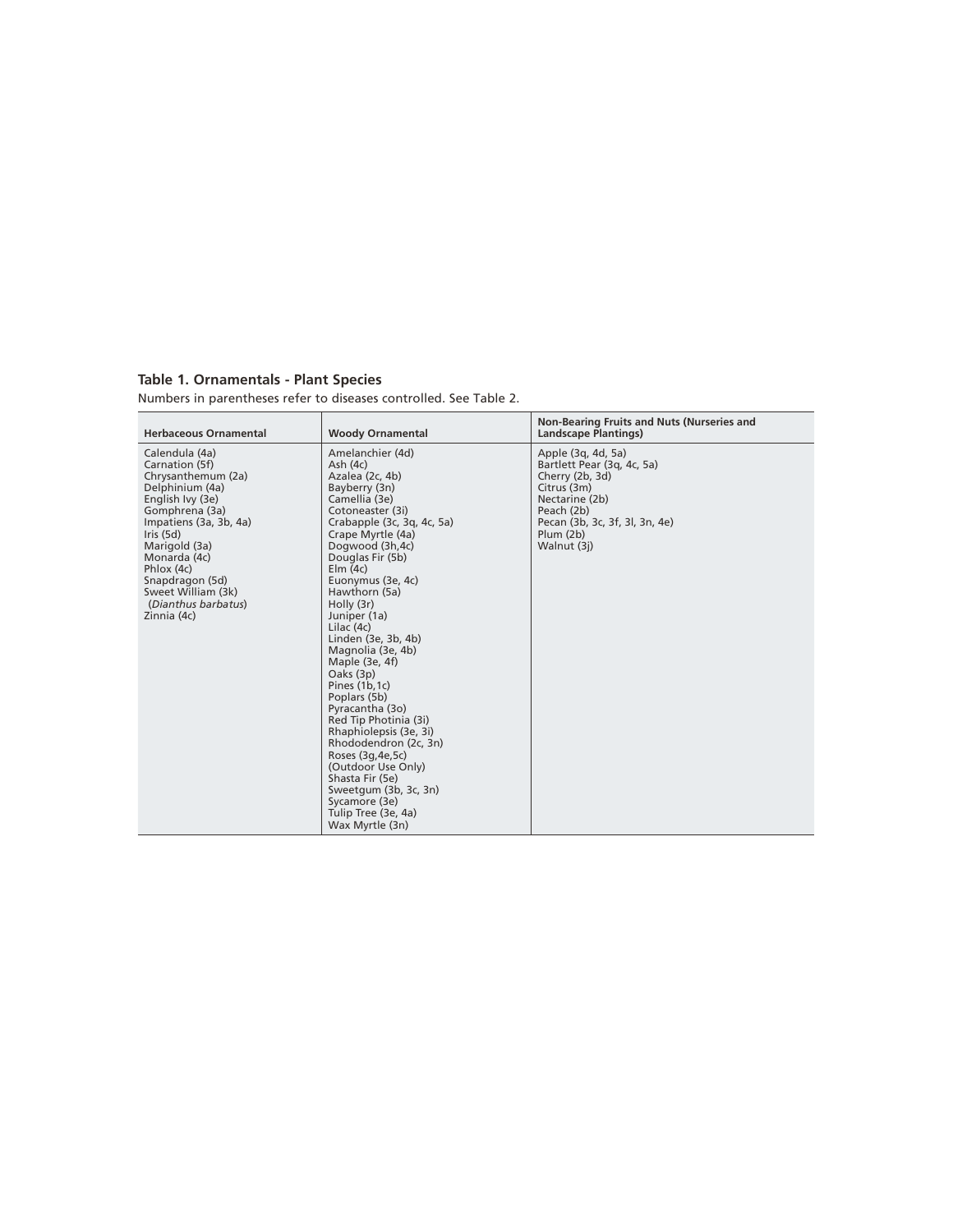**Table 1. Ornamentals - Plant Species**

Numbers in parentheses refer to diseases controlled. See Table 2.

| Herbaceous Ornamental | Woody Ornamental | Non-Bearing Fruits and Nuts (Nurseries and Landscape Plantings) |
|---|---|---|
| Calendula (4a)<br>Carnation (5f)<br>Chrysanthemum (2a)<br>Delphinium (4a)<br>English Ivy (3e)<br>Gomphrena (3a)<br>Impatiens (3a, 3b, 4a)<br>Iris (5d)<br>Marigold (3a)<br>Monarda (4c)<br>Phlox (4c)<br>Snapdragon (5d)<br>Sweet William (3k)<br>(*Dianthus barbatus*)<br>Zinnia (4c) | Amelanchier (4d)<br>Ash (4c)<br>Azalea (2c, 4b)<br>Bayberry (3n)<br>Camellia (3e)<br>Cotoneaster (3i)<br>Crabapple (3c, 3q, 4c, 5a)<br>Crape Myrtle (4a)<br>Dogwood (3h,4c)<br>Douglas Fir (5b)<br>Elm (4c)<br>Euonymus (3e, 4c)<br>Hawthorn (5a)<br>Holly (3r)<br>Juniper (1a)<br>Lilac (4c)<br>Linden (3e, 3b, 4b)<br>Magnolia (3e, 4b)<br>Maple (3e, 4f)<br>Oaks (3p)<br>Pines (1b,1c)<br>Poplars (5b)<br>Pyracantha (3o)<br>Red Tip Photinia (3i)<br>Rhaphiolepsis (3e, 3i)<br>Rhododendron (2c, 3n)<br>Roses (3g,4e,5c)<br>(Outdoor Use Only)<br>Shasta Fir (5e)<br>Sweetgum (3b, 3c, 3n)<br>Sycamore (3e)<br>Tulip Tree (3e, 4a)<br>Wax Myrtle (3n) | Apple (3q, 4d, 5a)<br>Bartlett Pear (3q, 4c, 5a)<br>Cherry (2b, 3d)<br>Citrus (3m)<br>Nectarine (2b)<br>Peach (2b)<br>Pecan (3b, 3c, 3f, 3l, 3n, 4e)<br>Plum (2b)<br>Walnut (3j) |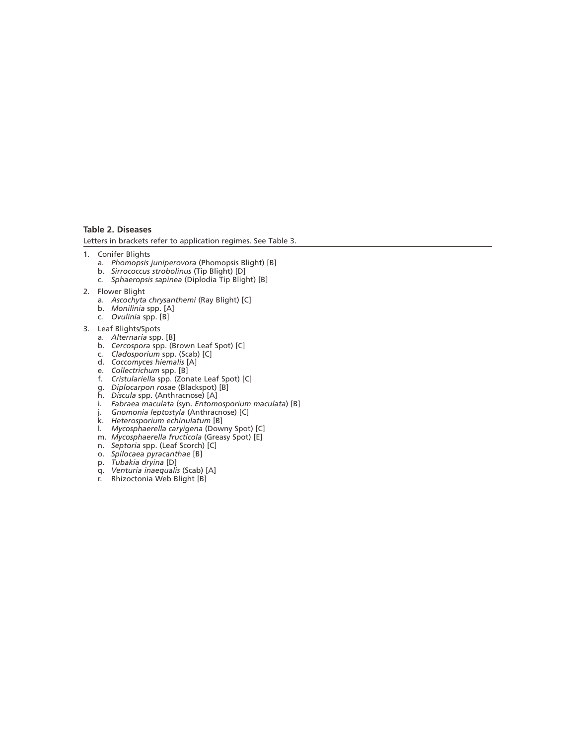**Table 2. Diseases**

Letters in brackets refer to application regimes. See Table 3.

1. Conifer Blights
   a. *Phomopsis juniperovora* (Phomopsis Blight) [B]
   b. *Sirrococcus strobolinus* (Tip Blight) [D]
   c. *Sphaeropsis sapinea* (Diplodia Tip Blight) [B]
2. Flower Blight
   a. *Ascochyta chrysanthemi* (Ray Blight) [C]
   b. *Monilinia* spp. [A]
   c. *Ovulinia* spp. [B]
3. Leaf Blights/Spots
   a. *Alternaria* spp. [B]
   b. *Cercospora* spp. (Brown Leaf Spot) [C]
   c. *Cladosporium* spp. (Scab) [C]
   d. *Coccomyces hiemalis* [A]
   e. *Collectrichum* spp. [B]
   f. *Cristulariella* spp. (Zonate Leaf Spot) [C]
   g. *Diplocarpon rosae* (Blackspot) [B]
   h. *Discula* spp. (Anthracnose) [A]
   i. *Fabraea maculata* (syn. *Entomosporium maculata*) [B]
   j. *Gnomonia leptostyla* (Anthracnose) [C]
   k. *Heterosporium echinulatum* [B]
   l. *Mycosphaerella caryigena* (Downy Spot) [C]
   m. *Mycosphaerella fructicola* (Greasy Spot) [E]
   n. *Septoria* spp. (Leaf Scorch) [C]
   o. *Spilocaea pyracanthae* [B]
   p. *Tubakia dryina* [D]
   q. *Venturia inaequalis* (Scab) [A]
   r. Rhizoctonia Web Blight [B]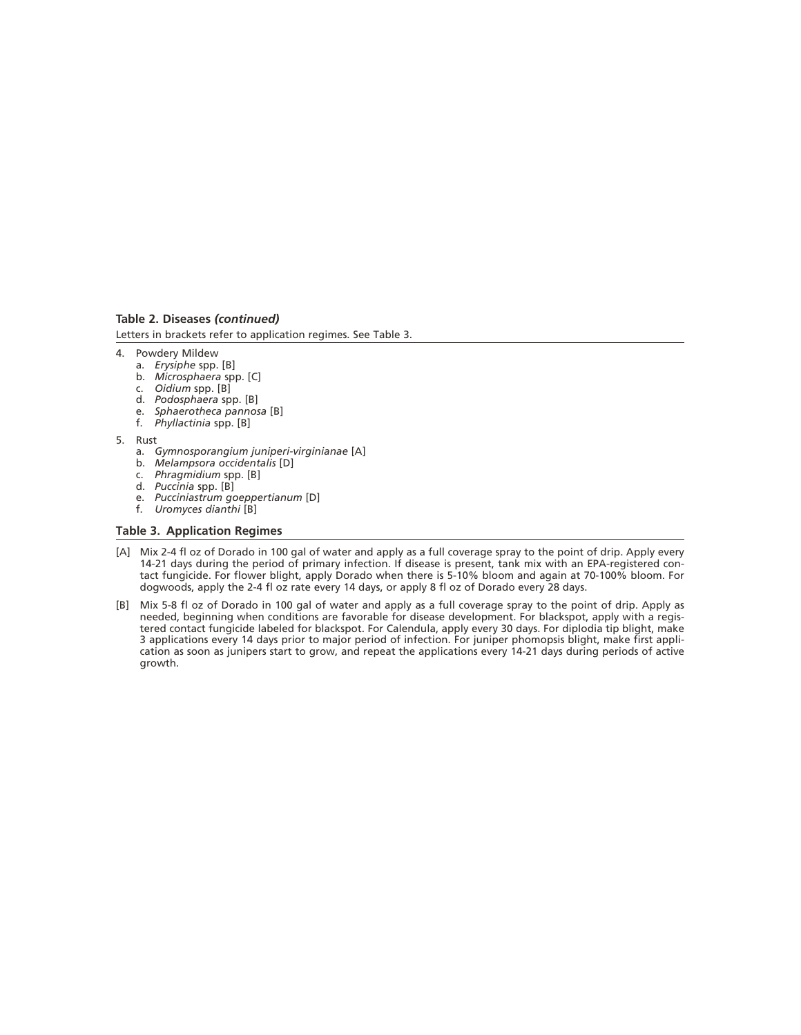**Table 2. Diseases *(continued)***

Letters in brackets refer to application regimes. See Table 3.

4. Powdery Mildew
   a. *Erysiphe* spp. [B]
   b. *Microsphaera* spp. [C]
   c. *Oidium* spp. [B]
   d. *Podosphaera* spp. [B]
   e. *Sphaerotheca pannosa* [B]
   f. *Phyllactinia* spp. [B]
5. Rust
   a. *Gymnosporangium juniperi-virginianae* [A]
   b. *Melampsora occidentalis* [D]
   c. *Phragmidium* spp. [B]
   d. *Puccinia* spp. [B]
   e. *Pucciniastrum goeppertianum* [D]
   f. *Uromyces dianthi* [B]

**Table 3. Application Regimes**

[A] Mix 2-4 fl oz of Dorado in 100 gal of water and apply as a full coverage spray to the point of drip. Apply every 14-21 days during the period of primary infection. If disease is present, tank mix with an EPA-registered contact fungicide. For flower blight, apply Dorado when there is 5-10% bloom and again at 70-100% bloom. For dogwoods, apply the 2-4 fl oz rate every 14 days, or apply 8 fl oz of Dorado every 28 days.

[B] Mix 5-8 fl oz of Dorado in 100 gal of water and apply as a full coverage spray to the point of drip. Apply as needed, beginning when conditions are favorable for disease development. For blackspot, apply with a registered contact fungicide labeled for blackspot. For Calendula, apply every 30 days. For diplodia tip blight, make 3 applications every 14 days prior to major period of infection. For juniper phomopsis blight, make first application as soon as junipers start to grow, and repeat the applications every 14-21 days during periods of active growth.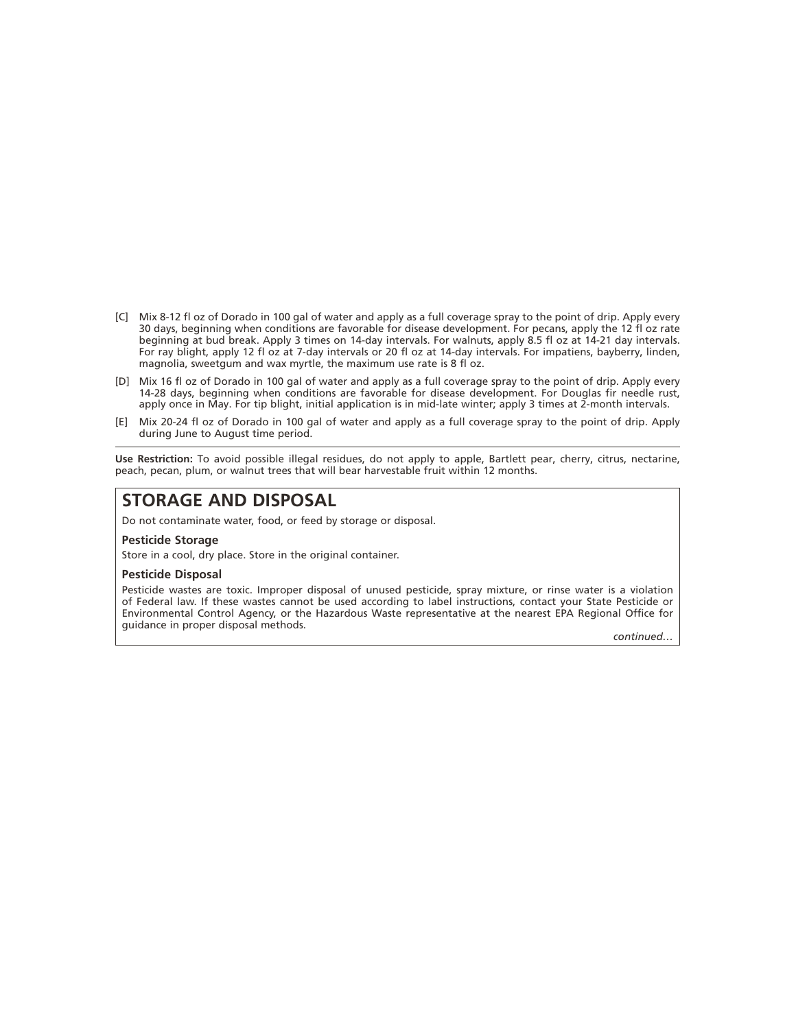[C] Mix 8-12 fl oz of Dorado in 100 gal of water and apply as a full coverage spray to the point of drip. Apply every 30 days, beginning when conditions are favorable for disease development. For pecans, apply the 12 fl oz rate beginning at bud break. Apply 3 times on 14-day intervals. For walnuts, apply 8.5 fl oz at 14-21 day intervals. For ray blight, apply 12 fl oz at 7-day intervals or 20 fl oz at 14-day intervals. For impatiens, bayberry, linden, magnolia, sweetgum and wax myrtle, the maximum use rate is 8 fl oz.

[D] Mix 16 fl oz of Dorado in 100 gal of water and apply as a full coverage spray to the point of drip. Apply every 14-28 days, beginning when conditions are favorable for disease development. For Douglas fir needle rust, apply once in May. For tip blight, initial application is in mid-late winter; apply 3 times at 2-month intervals.

[E] Mix 20-24 fl oz of Dorado in 100 gal of water and apply as a full coverage spray to the point of drip. Apply during June to August time period.

---

**Use Restriction:** To avoid possible illegal residues, do not apply to apple, Bartlett pear, cherry, citrus, nectarine, peach, pecan, plum, or walnut trees that will bear harvestable fruit within 12 months.

## STORAGE AND DISPOSAL

Do not contaminate water, food, or feed by storage or disposal.

**Pesticide Storage**

Store in a cool, dry place. Store in the original container.

**Pesticide Disposal**

Pesticide wastes are toxic. Improper disposal of unused pesticide, spray mixture, or rinse water is a violation of Federal law. If these wastes cannot be used according to label instructions, contact your State Pesticide or Environmental Control Agency, or the Hazardous Waste representative at the nearest EPA Regional Office for guidance in proper disposal methods.

*continued…*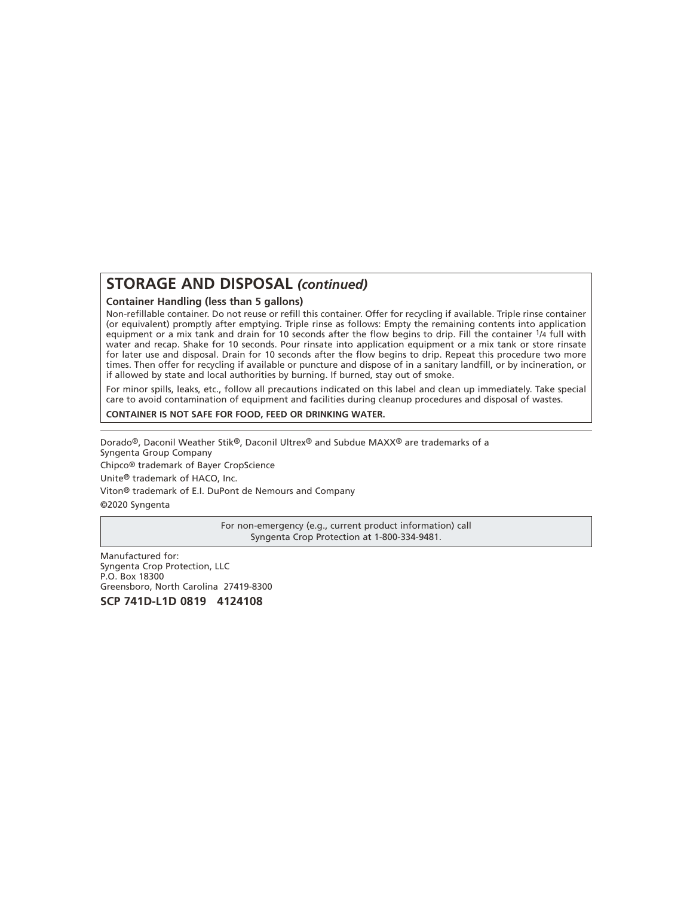## STORAGE AND DISPOSAL *(continued)*

**Container Handling (less than 5 gallons)**

Non-refillable container. Do not reuse or refill this container. Offer for recycling if available. Triple rinse container (or equivalent) promptly after emptying. Triple rinse as follows: Empty the remaining contents into application equipment or a mix tank and drain for 10 seconds after the flow begins to drip. Fill the container 1/4 full with water and recap. Shake for 10 seconds. Pour rinsate into application equipment or a mix tank or store rinsate for later use and disposal. Drain for 10 seconds after the flow begins to drip. Repeat this procedure two more times. Then offer for recycling if available or puncture and dispose of in a sanitary landfill, or by incineration, or if allowed by state and local authorities by burning. If burned, stay out of smoke.

For minor spills, leaks, etc., follow all precautions indicated on this label and clean up immediately. Take special care to avoid contamination of equipment and facilities during cleanup procedures and disposal of wastes.

**CONTAINER IS NOT SAFE FOR FOOD, FEED OR DRINKING WATER.**

---

Dorado®, Daconil Weather Stik®, Daconil Ultrex® and Subdue MAXX® are trademarks of a Syngenta Group Company

Chipco® trademark of Bayer CropScience

Unite® trademark of HACO, Inc.

Viton® trademark of E.I. DuPont de Nemours and Company

©2020 Syngenta

For non-emergency (e.g., current product information) call Syngenta Crop Protection at 1-800-334-9481.

Manufactured for:
Syngenta Crop Protection, LLC
P.O. Box 18300
Greensboro, North Carolina 27419-8300

**SCP 741D-L1D 0819 4124108**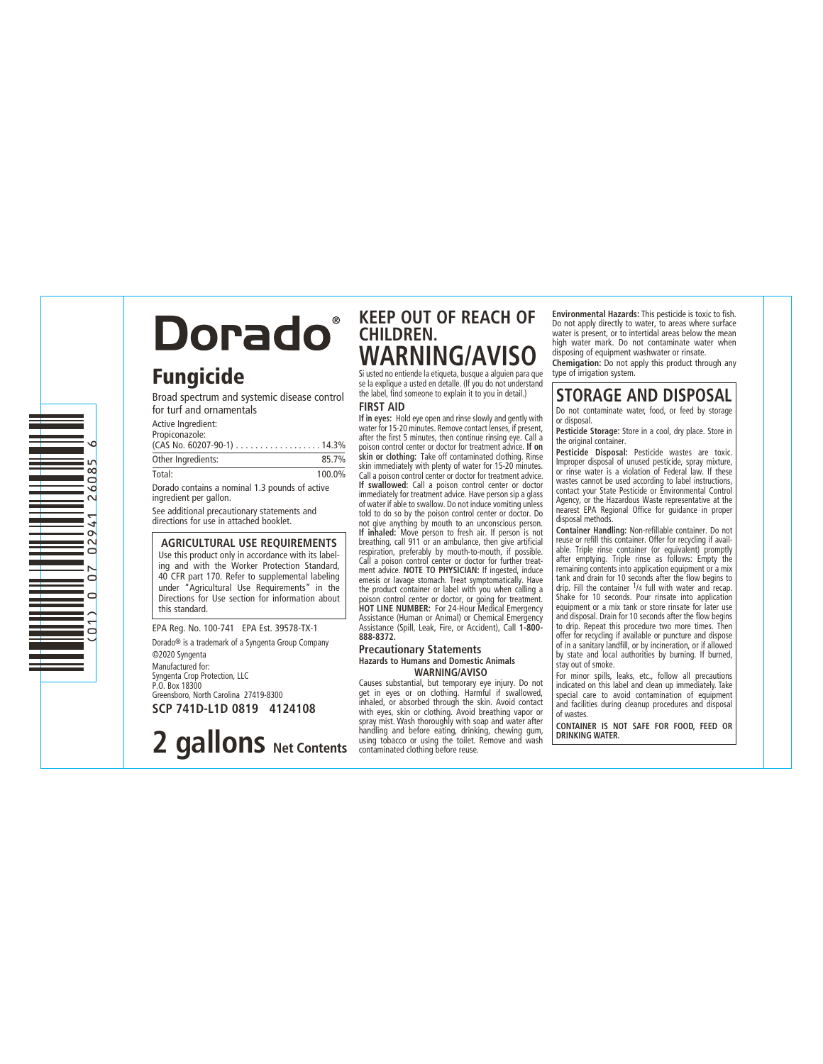# Dorado®

## Fungicide

Broad spectrum and systemic disease control for turf and ornamentals

| | |
|---|---|
| Active Ingredient: | |
| Propiconazole: (CAS No. 60207-90-1) | 14.3% |
| Other Ingredients: | 85.7% |
| Total: | 100.0% |

Dorado contains a nominal 1.3 pounds of active ingredient per gallon.

See additional precautionary statements and directions for use in attached booklet.

**AGRICULTURAL USE REQUIREMENTS**

Use this product only in accordance with its labeling and with the Worker Protection Standard, 40 CFR part 170. Refer to supplemental labeling under "Agricultural Use Requirements" in the Directions for Use section for information about this standard.

EPA Reg. No. 100-741 EPA Est. 39578-TX-1

Dorado® is a trademark of a Syngenta Group Company

©2020 Syngenta

Manufactured for:
Syngenta Crop Protection, LLC
P.O. Box 18300
Greensboro, North Carolina 27419-8300

**SCP 741D-L1D 0819 4124108**

**2 gallons Net Contents**

(01) 0 07 02941 26085 6

## KEEP OUT OF REACH OF CHILDREN.

# WARNING/AVISO

Si usted no entiende la etiqueta, busque a alguien para que se la explique a usted en detalle. (If you do not understand the label, find someone to explain it to you in detail.)

### FIRST AID

**If in eyes:** Hold eye open and rinse slowly and gently with water for 15-20 minutes. Remove contact lenses, if present, after the first 5 minutes, then continue rinsing eye. Call a poison control center or doctor for treatment advice. **If on skin or clothing:** Take off contaminated clothing. Rinse skin immediately with plenty of water for 15-20 minutes. Call a poison control center or doctor for treatment advice. **If swallowed:** Call a poison control center or doctor immediately for treatment advice. Have person sip a glass of water if able to swallow. Do not induce vomiting unless told to do so by the poison control center or doctor. Do not give anything by mouth to an unconscious person. **If inhaled:** Move person to fresh air. If person is not breathing, call 911 or an ambulance, then give artificial respiration, preferably by mouth-to-mouth, if possible. Call a poison control center or doctor for further treatment advice. **NOTE TO PHYSICIAN:** If ingested, induce emesis or lavage stomach. Treat symptomatically. Have the product container or label with you when calling a poison control center or doctor, or going for treatment. **HOT LINE NUMBER:** For 24-Hour Medical Emergency Assistance (Human or Animal) or Chemical Emergency Assistance (Spill, Leak, Fire, or Accident), Call **1-800-888-8372.**

### Precautionary Statements

**Hazards to Humans and Domestic Animals**

**WARNING/AVISO**

Causes substantial, but temporary eye injury. Do not get in eyes or on clothing. Harmful if swallowed, inhaled, or absorbed through the skin. Avoid contact with eyes, skin or clothing. Avoid breathing vapor or spray mist. Wash thoroughly with soap and water after handling and before eating, drinking, chewing gum, using tobacco or using the toilet. Remove and wash contaminated clothing before reuse.

**Environmental Hazards:** This pesticide is toxic to fish. Do not apply directly to water, to areas where surface water is present, or to intertidal areas below the mean high water mark. Do not contaminate water when disposing of equipment washwater or rinsate.

**Chemigation:** Do not apply this product through any type of irrigation system.

## STORAGE AND DISPOSAL

Do not contaminate water, food, or feed by storage or disposal.

**Pesticide Storage:** Store in a cool, dry place. Store in the original container.

**Pesticide Disposal:** Pesticide wastes are toxic. Improper disposal of unused pesticide, spray mixture, or rinse water is a violation of Federal law. If these wastes cannot be used according to label instructions, contact your State Pesticide or Environmental Control Agency, or the Hazardous Waste representative at the nearest EPA Regional Office for guidance in proper disposal methods.

**Container Handling:** Non-refillable container. Do not reuse or refill this container. Offer for recycling if available. Triple rinse container (or equivalent) promptly after emptying. Triple rinse as follows: Empty the remaining contents into application equipment or a mix tank and drain for 10 seconds after the flow begins to drip. Fill the container 1/4 full with water and recap. Shake for 10 seconds. Pour rinsate into application equipment or a mix tank or store rinsate for later use and disposal. Drain for 10 seconds after the flow begins to drip. Repeat this procedure two more times. Then offer for recycling if available or puncture and dispose of in a sanitary landfill, or by incineration, or if allowed by state and local authorities by burning. If burned, stay out of smoke.

For minor spills, leaks, etc., follow all precautions indicated on this label and clean up immediately. Take special care to avoid contamination of equipment and facilities during cleanup procedures and disposal of wastes.

**CONTAINER IS NOT SAFE FOR FOOD, FEED OR DRINKING WATER.**